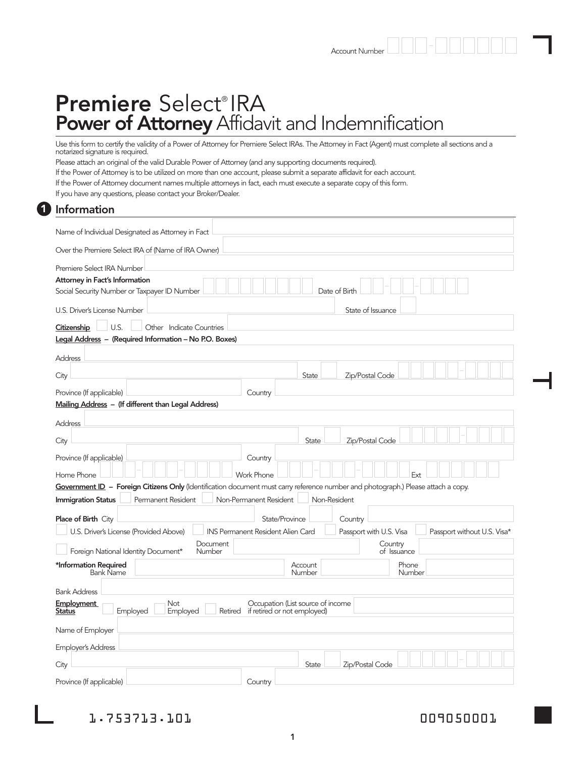Account Number ___-______

# **Premiere** Select® IRA
# **Power of Attorney** Affidavit and Indemnification

Use this form to certify the validity of a Power of Attorney for Premiere Select IRAs. The Attorney in Fact (Agent) must complete all sections and a notarized signature is required.

Please attach an original of the valid Durable Power of Attorney (and any supporting documents required).

If the Power of Attorney is to be utilized on more than one account, please submit a separate affidavit for each account.

If the Power of Attorney document names multiple attorneys in fact, each must execute a separate copy of this form.

If you have any questions, please contact your Broker/Dealer.

## 1 Information

Name of Individual Designated as Attorney in Fact

Over the Premiere Select IRA of (Name of IRA Owner)

Premiere Select IRA Number

**Attorney in Fact's Information**

Social Security Number or Taxpayer ID Number          Date of Birth

U.S. Driver's License Number          State of Issuance

**Citizenship** ☐ U.S. ☐ Other Indicate Countries

**Legal Address – (Required Information – No P.O. Boxes)**

Address

City          State          Zip/Postal Code

Province (If applicable)          Country

**Mailing Address – (If different than Legal Address)**

Address

City          State          Zip/Postal Code

Province (If applicable)          Country

Home Phone          Work Phone          Ext

**Government ID – Foreign Citizens Only** (Identification document must carry reference number and photograph.) Please attach a copy.

**Immigration Status** ☐ Permanent Resident ☐ Non-Permanent Resident ☐ Non-Resident

**Place of Birth** City          State/Province          Country

☐ U.S. Driver's License (Provided Above) ☐ INS Permanent Resident Alien Card ☐ Passport with U.S. Visa ☐ Passport without U.S. Visa*

☐ Foreign National Identity Document*          Document Number          Country of Issuance

**\*Information Required** Bank Name          Account Number          Phone Number

Bank Address

**Employment Status** ☐ Employed ☐ Not Employed ☐ Retired          Occupation (List source of income if retired or not employed)

Name of Employer

Employer's Address

City          State          Zip/Postal Code

Province (If applicable)          Country

1.753713.101          009050001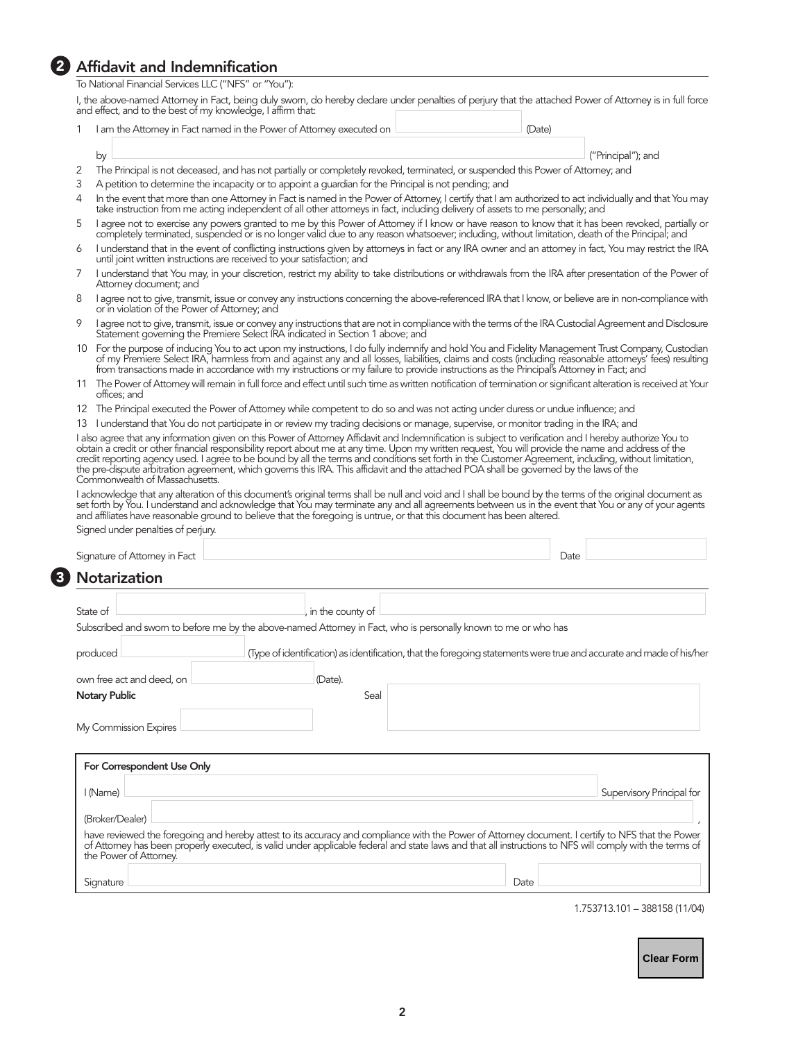## 2 Affidavit and Indemnification

To National Financial Services LLC ("NFS" or "You"):

I, the above-named Attorney in Fact, being duly sworn, do hereby declare under penalties of perjury that the attached Power of Attorney is in full force and effect, and to the best of my knowledge, I affirm that:

1. I am the Attorney in Fact named in the Power of Attorney executed on ______________ (Date) by ______________________________ ("Principal"); and
2. The Principal is not deceased, and has not partially or completely revoked, terminated, or suspended this Power of Attorney; and
3. A petition to determine the incapacity or to appoint a guardian for the Principal is not pending; and
4. In the event that more than one Attorney in Fact is named in the Power of Attorney, I certify that I am authorized to act individually and that You may take instruction from me acting independent of all other attorneys in fact, including delivery of assets to me personally; and
5. I agree not to exercise any powers granted to me by this Power of Attorney if I know or have reason to know that it has been revoked, partially or completely terminated, suspended or is no longer valid due to any reason whatsoever; including, without limitation, death of the Principal; and
6. I understand that in the event of conflicting instructions given by attorneys in fact or any IRA owner and an attorney in fact, You may restrict the IRA until joint written instructions are received to your satisfaction; and
7. I understand that You may, in your discretion, restrict my ability to take distributions or withdrawals from the IRA after presentation of the Power of Attorney document; and
8. I agree not to give, transmit, issue or convey any instructions concerning the above-referenced IRA that I know, or believe are in non-compliance with or in violation of the Power of Attorney; and
9. I agree not to give, transmit, issue or convey any instructions that are not in compliance with the terms of the IRA Custodial Agreement and Disclosure Statement governing the Premiere Select IRA indicated in Section 1 above; and
10. For the purpose of inducing You to act upon my instructions, I do fully indemnify and hold You and Fidelity Management Trust Company, Custodian of my Premiere Select IRA, harmless from and against any and all losses, liabilities, claims and costs (including reasonable attorneys' fees) resulting from transactions made in accordance with my instructions or my failure to provide instructions as the Principal's Attorney in Fact; and
11. The Power of Attorney will remain in full force and effect until such time as written notification of termination or significant alteration is received at Your offices; and
12. The Principal executed the Power of Attorney while competent to do so and was not acting under duress or undue influence; and
13. I understand that You do not participate in or review my trading decisions or manage, supervise, or monitor trading in the IRA; and

I also agree that any information given on this Power of Attorney Affidavit and Indemnification is subject to verification and I hereby authorize You to obtain a credit or other financial responsibility report about me at any time. Upon my written request, You will provide the name and address of the credit reporting agency used. I agree to be bound by all the terms and conditions set forth in the Customer Agreement, including, without limitation, the pre-dispute arbitration agreement, which governs this IRA. This affidavit and the attached POA shall be governed by the laws of the Commonwealth of Massachusetts.

I acknowledge that any alteration of this document's original terms shall be null and void and I shall be bound by the terms of the original document as set forth by You. I understand and acknowledge that You may terminate any and all agreements between us in the event that You or any of your agents and affiliates have reasonable ground to believe that the foregoing is untrue, or that this document has been altered.

Signed under penalties of perjury.

Signature of Attorney in Fact ______________________________ Date ______________

## 3 Notarization

State of ______________, in the county of ______________

Subscribed and sworn to before me by the above-named Attorney in Fact, who is personally known to me or who has produced ______________ (Type of identification) as identification, that the foregoing statements were true and accurate and made of his/her own free act and deed, on ______________ (Date).

**Notary Public** Seal

My Commission Expires ______________

**For Correspondent Use Only**

I (Name) ______________________________ Supervisory Principal for (Broker/Dealer) ______________________________,

have reviewed the foregoing and hereby attest to its accuracy and compliance with the Power of Attorney document. I certify to NFS that the Power of Attorney has been properly executed, is valid under applicable federal and state laws and that all instructions to NFS will comply with the terms of the Power of Attorney.

Signature ______________________________ Date ______________

1.753713.101 – 388158 (11/04)

Clear Form